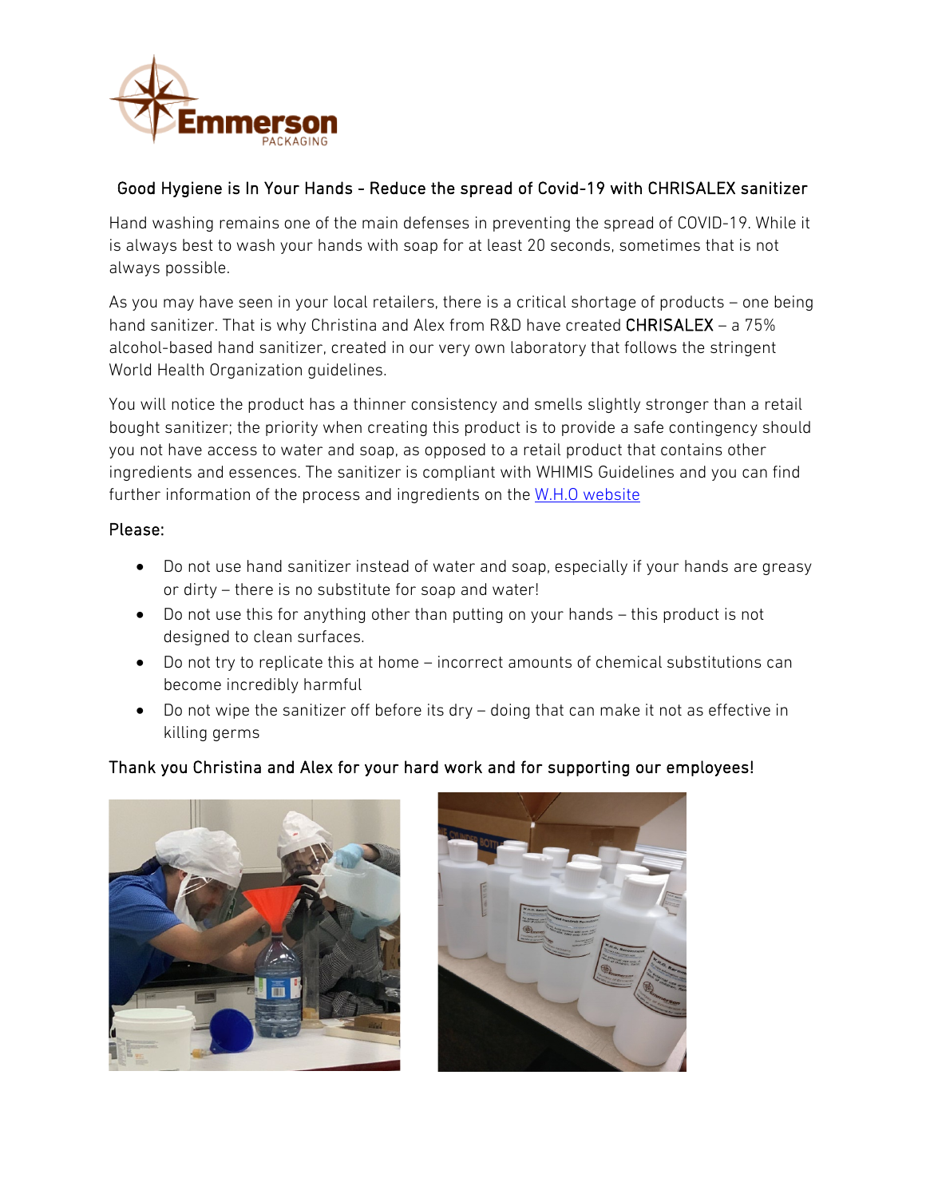Emmerson PACKAGING

## Good Hygiene is In Your Hands - Reduce the spread of Covid-19 with CHRISALEX sanitizer

Hand washing remains one of the main defenses in preventing the spread of COVID-19. While it is always best to wash your hands with soap for at least 20 seconds, sometimes that is not always possible.

As you may have seen in your local retailers, there is a critical shortage of products – one being hand sanitizer. That is why Christina and Alex from R&D have created CHRISALEX – a 75% alcohol-based hand sanitizer, created in our very own laboratory that follows the stringent World Health Organization guidelines.

You will notice the product has a thinner consistency and smells slightly stronger than a retail bought sanitizer; the priority when creating this product is to provide a safe contingency should you not have access to water and soap, as opposed to a retail product that contains other ingredients and essences. The sanitizer is compliant with WHIMIS Guidelines and you can find further information of the process and ingredients on the W.H.O website

Please:

- Do not use hand sanitizer instead of water and soap, especially if your hands are greasy or dirty – there is no substitute for soap and water!
- Do not use this for anything other than putting on your hands – this product is not designed to clean surfaces.
- Do not try to replicate this at home – incorrect amounts of chemical substitutions can become incredibly harmful
- Do not wipe the sanitizer off before its dry – doing that can make it not as effective in killing germs

Thank you Christina and Alex for your hard work and for supporting our employees!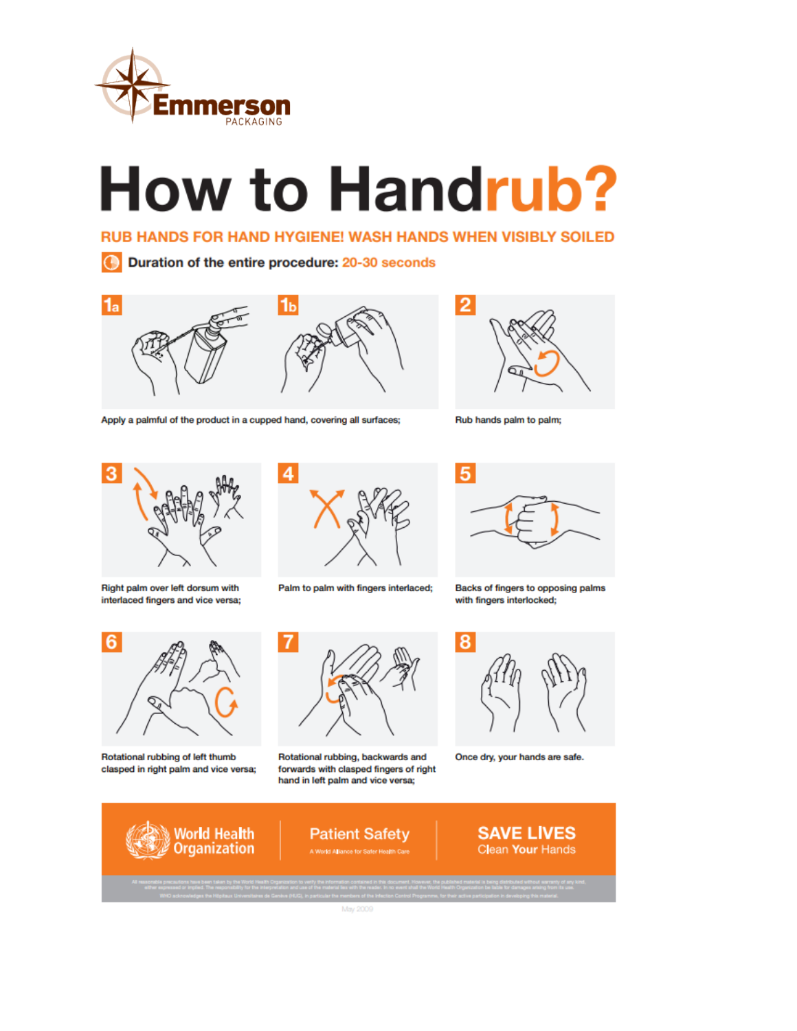Emmerson
PACKAGING

# How to Handrub?

**RUB HANDS FOR HAND HYGIENE! WASH HANDS WHEN VISIBLY SOILED**

**Duration of the entire procedure:** 20-30 seconds

1a 1b

Apply a palmful of the product in a cupped hand, covering all surfaces;

2

Rub hands palm to palm;

3

Right palm over left dorsum with interlaced fingers and vice versa;

4

Palm to palm with fingers interlaced;

5

Backs of fingers to opposing palms with fingers interlocked;

6

Rotational rubbing of left thumb clasped in right palm and vice versa;

7

Rotational rubbing, backwards and forwards with clasped fingers of right hand in left palm and vice versa;

8

Once dry, your hands are safe.

World Health Organization | Patient Safety — A World Alliance for Safer Health Care | SAVE LIVES Clean Your Hands

All reasonable precautions have been taken by the World Health Organization to verify the information contained in this document. However, the published material is being distributed without warranty of any kind, either expressed or implied. The responsibility for the interpretation and use of the material lies with the reader. In no event shall the World Health Organization be liable for damages arising from its use.
WHO acknowledges the Hôpitaux Universitaires de Genève (HUG), in particular the members of the Infection Control Programme, for their active participation in developing this material.

May 2009